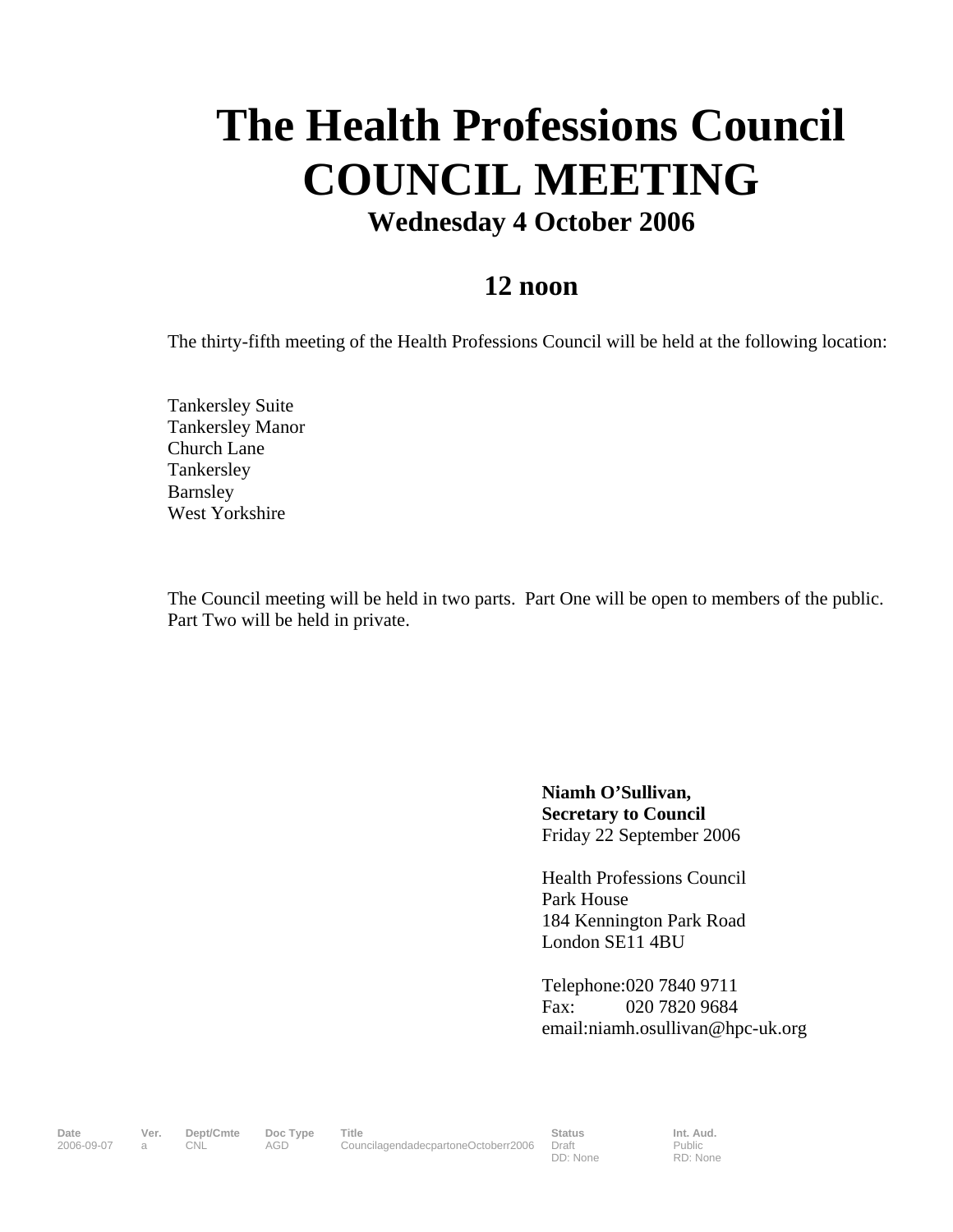# The Health Professions Council
# COUNCIL MEETING

## Wednesday 4 October 2006

## 12 noon

The thirty-fifth meeting of the Health Professions Council will be held at the following location:

Tankersley Suite
Tankersley Manor
Church Lane
Tankersley
Barnsley
West Yorkshire

The Council meeting will be held in two parts. Part One will be open to members of the public. Part Two will be held in private.

**Niamh O'Sullivan,**
**Secretary to Council**
Friday 22 September 2006

Health Professions Council
Park House
184 Kennington Park Road
London SE11 4BU

Telephone:020 7840 9711
Fax: 020 7820 9684
email:niamh.osullivan@hpc-uk.org

| Date | Ver. | Dept/Cmte | Doc Type | Title | Status | Int. Aud. |
|---|---|---|---|---|---|---|
| 2006-09-07 | a | CNL | AGD | CouncilagendadecpartoneOctoberr2006 | Draft<br>DD: None | Public<br>RD: None |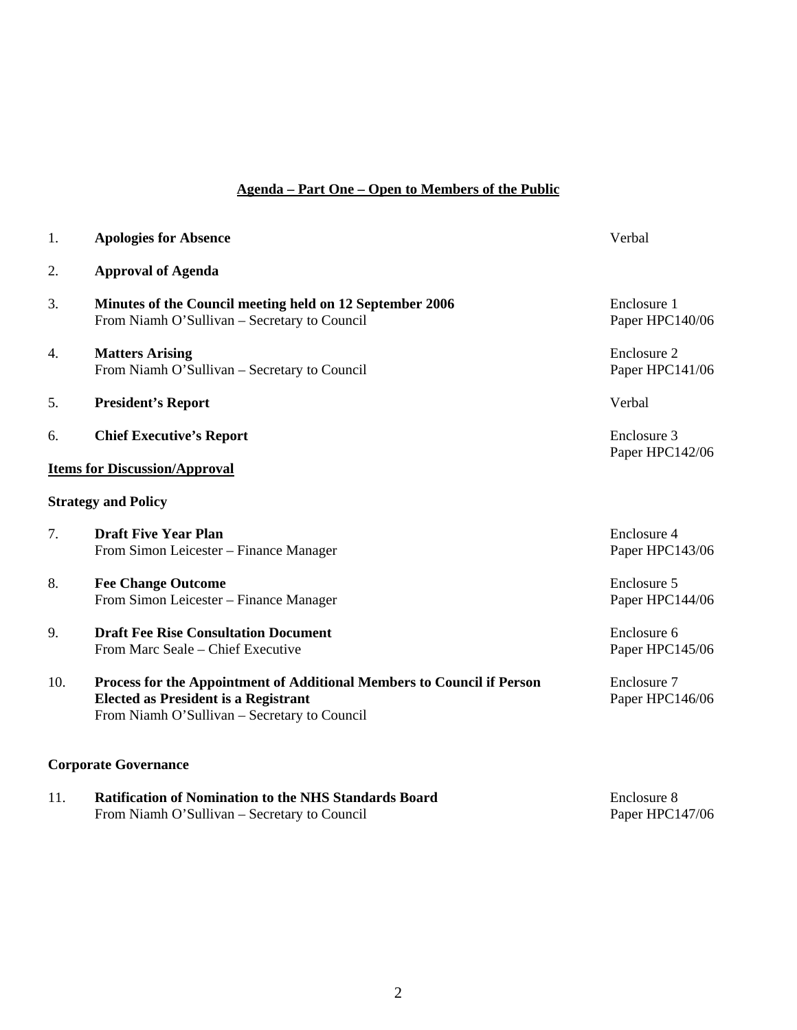## Agenda – Part One – Open to Members of the Public

| | | |
|---|---|---|
| 1. | **Apologies for Absence** | Verbal |
| 2. | **Approval of Agenda** | |
| 3. | **Minutes of the Council meeting held on 12 September 2006**<br>From Niamh O'Sullivan – Secretary to Council | Enclosure 1<br>Paper HPC140/06 |
| 4. | **Matters Arising**<br>From Niamh O'Sullivan – Secretary to Council | Enclosure 2<br>Paper HPC141/06 |
| 5. | **President's Report** | Verbal |
| 6. | **Chief Executive's Report** | Enclosure 3<br>Paper HPC142/06 |

**Items for Discussion/Approval**

**Strategy and Policy**

| | | |
|---|---|---|
| 7. | **Draft Five Year Plan**<br>From Simon Leicester – Finance Manager | Enclosure 4<br>Paper HPC143/06 |
| 8. | **Fee Change Outcome**<br>From Simon Leicester – Finance Manager | Enclosure 5<br>Paper HPC144/06 |
| 9. | **Draft Fee Rise Consultation Document**<br>From Marc Seale – Chief Executive | Enclosure 6<br>Paper HPC145/06 |
| 10. | **Process for the Appointment of Additional Members to Council if Person Elected as President is a Registrant**<br>From Niamh O'Sullivan – Secretary to Council | Enclosure 7<br>Paper HPC146/06 |

**Corporate Governance**

| | | |
|---|---|---|
| 11. | **Ratification of Nomination to the NHS Standards Board**<br>From Niamh O'Sullivan – Secretary to Council | Enclosure 8<br>Paper HPC147/06 |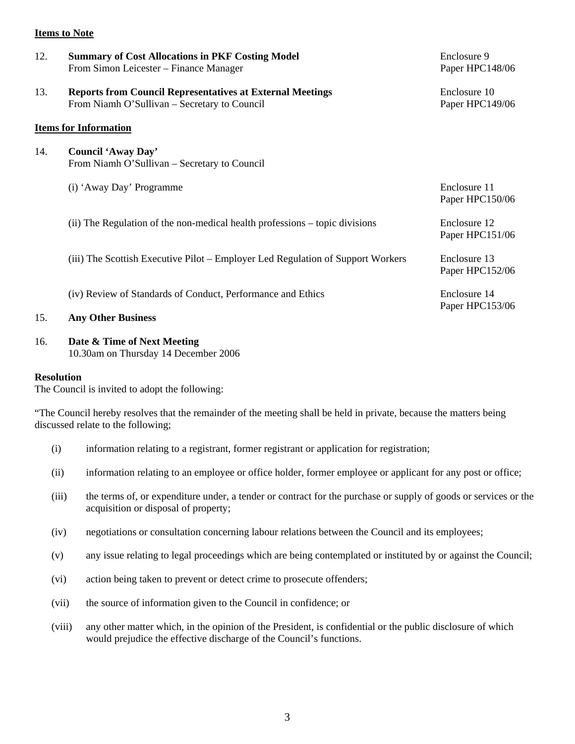**Items to Note**

12. **Summary of Cost Allocations in PKF Costing Model** — Enclosure 9, Paper HPC148/06
    From Simon Leicester – Finance Manager

13. **Reports from Council Representatives at External Meetings** — Enclosure 10, Paper HPC149/06
    From Niamh O'Sullivan – Secretary to Council

**Items for Information**

14. **Council 'Away Day'**
    From Niamh O'Sullivan – Secretary to Council

    (i) 'Away Day' Programme — Enclosure 11, Paper HPC150/06

    (ii) The Regulation of the non-medical health professions – topic divisions — Enclosure 12, Paper HPC151/06

    (iii) The Scottish Executive Pilot – Employer Led Regulation of Support Workers — Enclosure 13, Paper HPC152/06

    (iv) Review of Standards of Conduct, Performance and Ethics — Enclosure 14, Paper HPC153/06

15. **Any Other Business**

16. **Date & Time of Next Meeting**
    10.30am on Thursday 14 December 2006

**Resolution**

The Council is invited to adopt the following:

"The Council hereby resolves that the remainder of the meeting shall be held in private, because the matters being discussed relate to the following;

- (i) information relating to a registrant, former registrant or application for registration;
- (ii) information relating to an employee or office holder, former employee or applicant for any post or office;
- (iii) the terms of, or expenditure under, a tender or contract for the purchase or supply of goods or services or the acquisition or disposal of property;
- (iv) negotiations or consultation concerning labour relations between the Council and its employees;
- (v) any issue relating to legal proceedings which are being contemplated or instituted by or against the Council;
- (vi) action being taken to prevent or detect crime to prosecute offenders;
- (vii) the source of information given to the Council in confidence; or
- (viii) any other matter which, in the opinion of the President, is confidential or the public disclosure of which would prejudice the effective discharge of the Council's functions.